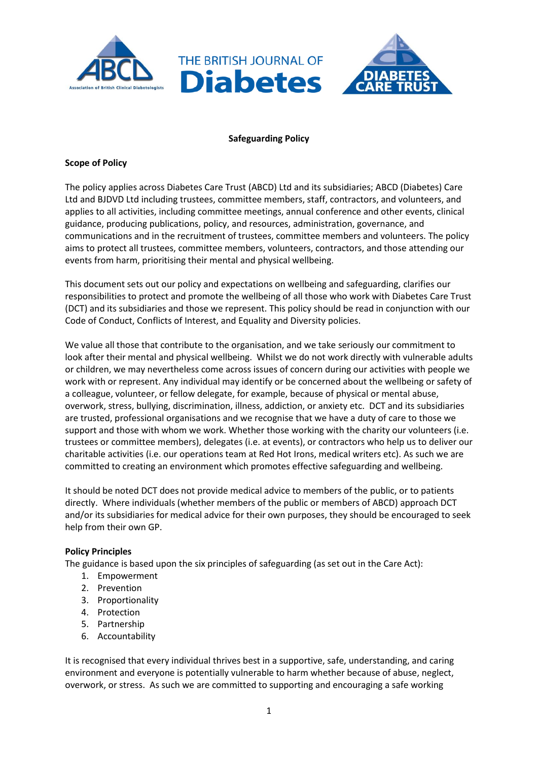**Safeguarding Policy**

**Scope of Policy**

The policy applies across Diabetes Care Trust (ABCD) Ltd and its subsidiaries; ABCD (Diabetes) Care Ltd and BJDVD Ltd including trustees, committee members, staff, contractors, and volunteers, and applies to all activities, including committee meetings, annual conference and other events, clinical guidance, producing publications, policy, and resources, administration, governance, and communications and in the recruitment of trustees, committee members and volunteers. The policy aims to protect all trustees, committee members, volunteers, contractors, and those attending our events from harm, prioritising their mental and physical wellbeing.

This document sets out our policy and expectations on wellbeing and safeguarding, clarifies our responsibilities to protect and promote the wellbeing of all those who work with Diabetes Care Trust (DCT) and its subsidiaries and those we represent. This policy should be read in conjunction with our Code of Conduct, Conflicts of Interest, and Equality and Diversity policies.

We value all those that contribute to the organisation, and we take seriously our commitment to look after their mental and physical wellbeing. Whilst we do not work directly with vulnerable adults or children, we may nevertheless come across issues of concern during our activities with people we work with or represent. Any individual may identify or be concerned about the wellbeing or safety of a colleague, volunteer, or fellow delegate, for example, because of physical or mental abuse, overwork, stress, bullying, discrimination, illness, addiction, or anxiety etc. DCT and its subsidiaries are trusted, professional organisations and we recognise that we have a duty of care to those we support and those with whom we work. Whether those working with the charity our volunteers (i.e. trustees or committee members), delegates (i.e. at events), or contractors who help us to deliver our charitable activities (i.e. our operations team at Red Hot Irons, medical writers etc). As such we are committed to creating an environment which promotes effective safeguarding and wellbeing.

It should be noted DCT does not provide medical advice to members of the public, or to patients directly. Where individuals (whether members of the public or members of ABCD) approach DCT and/or its subsidiaries for medical advice for their own purposes, they should be encouraged to seek help from their own GP.

**Policy Principles**

The guidance is based upon the six principles of safeguarding (as set out in the Care Act):

1. Empowerment
2. Prevention
3. Proportionality
4. Protection
5. Partnership
6. Accountability

It is recognised that every individual thrives best in a supportive, safe, understanding, and caring environment and everyone is potentially vulnerable to harm whether because of abuse, neglect, overwork, or stress. As such we are committed to supporting and encouraging a safe working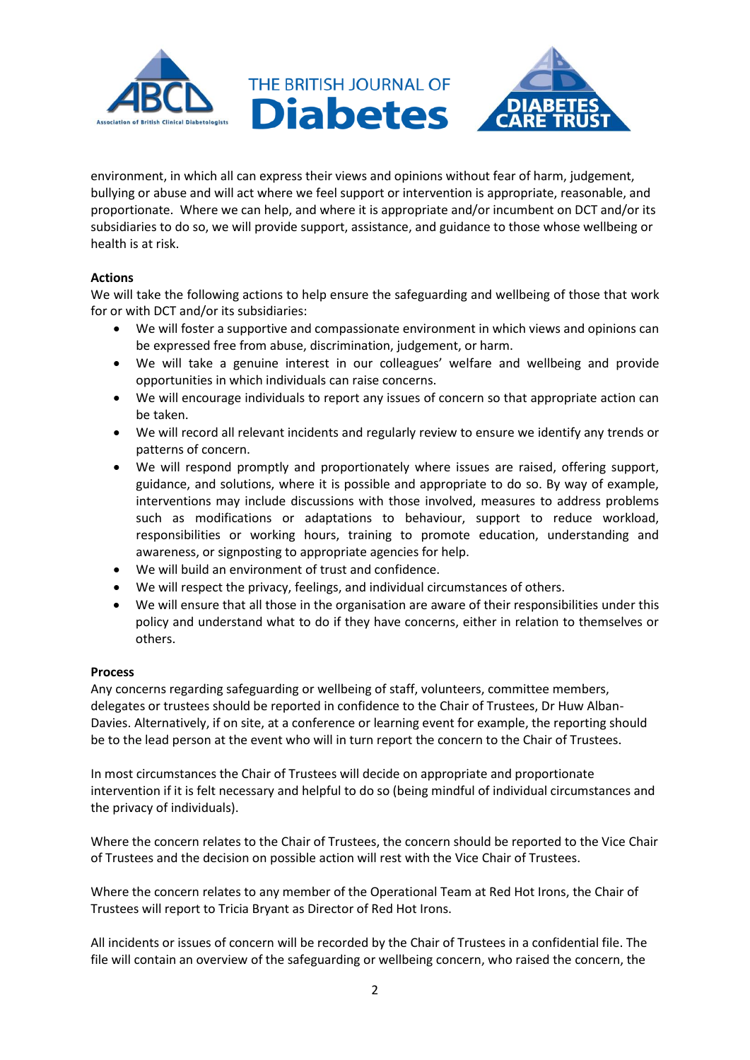environment, in which all can express their views and opinions without fear of harm, judgement, bullying or abuse and will act where we feel support or intervention is appropriate, reasonable, and proportionate. Where we can help, and where it is appropriate and/or incumbent on DCT and/or its subsidiaries to do so, we will provide support, assistance, and guidance to those whose wellbeing or health is at risk.

**Actions**

We will take the following actions to help ensure the safeguarding and wellbeing of those that work for or with DCT and/or its subsidiaries:

- We will foster a supportive and compassionate environment in which views and opinions can be expressed free from abuse, discrimination, judgement, or harm.
- We will take a genuine interest in our colleagues' welfare and wellbeing and provide opportunities in which individuals can raise concerns.
- We will encourage individuals to report any issues of concern so that appropriate action can be taken.
- We will record all relevant incidents and regularly review to ensure we identify any trends or patterns of concern.
- We will respond promptly and proportionately where issues are raised, offering support, guidance, and solutions, where it is possible and appropriate to do so. By way of example, interventions may include discussions with those involved, measures to address problems such as modifications or adaptations to behaviour, support to reduce workload, responsibilities or working hours, training to promote education, understanding and awareness, or signposting to appropriate agencies for help.
- We will build an environment of trust and confidence.
- We will respect the privacy, feelings, and individual circumstances of others.
- We will ensure that all those in the organisation are aware of their responsibilities under this policy and understand what to do if they have concerns, either in relation to themselves or others.

**Process**

Any concerns regarding safeguarding or wellbeing of staff, volunteers, committee members, delegates or trustees should be reported in confidence to the Chair of Trustees, Dr Huw Alban-Davies. Alternatively, if on site, at a conference or learning event for example, the reporting should be to the lead person at the event who will in turn report the concern to the Chair of Trustees.

In most circumstances the Chair of Trustees will decide on appropriate and proportionate intervention if it is felt necessary and helpful to do so (being mindful of individual circumstances and the privacy of individuals).

Where the concern relates to the Chair of Trustees, the concern should be reported to the Vice Chair of Trustees and the decision on possible action will rest with the Vice Chair of Trustees.

Where the concern relates to any member of the Operational Team at Red Hot Irons, the Chair of Trustees will report to Tricia Bryant as Director of Red Hot Irons.

All incidents or issues of concern will be recorded by the Chair of Trustees in a confidential file. The file will contain an overview of the safeguarding or wellbeing concern, who raised the concern, the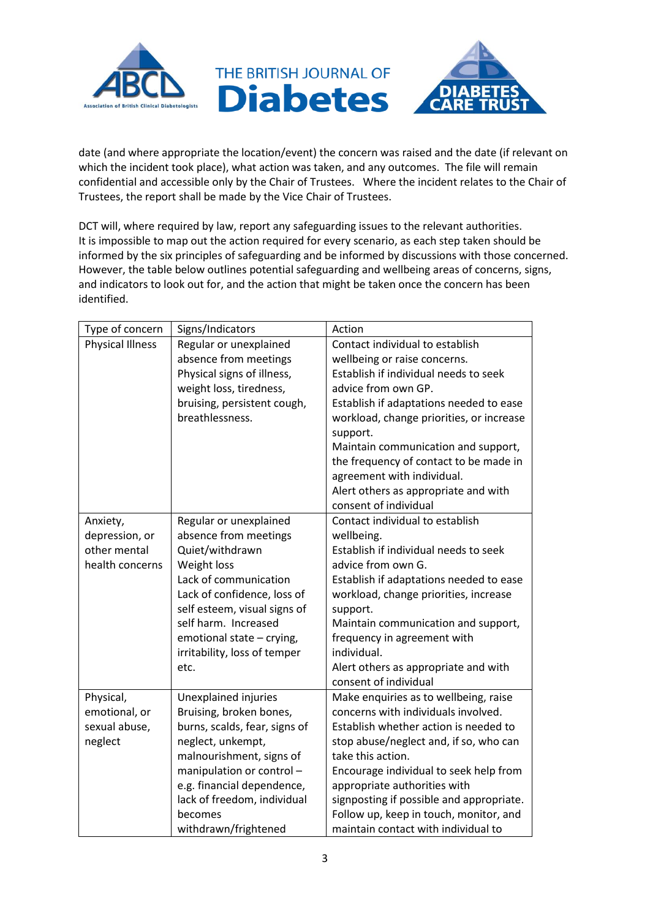date (and where appropriate the location/event) the concern was raised and the date (if relevant on which the incident took place), what action was taken, and any outcomes. The file will remain confidential and accessible only by the Chair of Trustees. Where the incident relates to the Chair of Trustees, the report shall be made by the Vice Chair of Trustees.

DCT will, where required by law, report any safeguarding issues to the relevant authorities. It is impossible to map out the action required for every scenario, as each step taken should be informed by the six principles of safeguarding and be informed by discussions with those concerned. However, the table below outlines potential safeguarding and wellbeing areas of concerns, signs, and indicators to look out for, and the action that might be taken once the concern has been identified.

| Type of concern | Signs/Indicators | Action |
|---|---|---|
| Physical Illness | Regular or unexplained absence from meetings<br>Physical signs of illness, weight loss, tiredness, bruising, persistent cough, breathlessness. | Contact individual to establish wellbeing or raise concerns.<br>Establish if individual needs to seek advice from own GP.<br>Establish if adaptations needed to ease workload, change priorities, or increase support.<br>Maintain communication and support, the frequency of contact to be made in agreement with individual.<br>Alert others as appropriate and with consent of individual |
| Anxiety, depression, or other mental health concerns | Regular or unexplained absence from meetings<br>Quiet/withdrawn<br>Weight loss<br>Lack of communication<br>Lack of confidence, loss of self esteem, visual signs of self harm. Increased emotional state – crying, irritability, loss of temper etc. | Contact individual to establish wellbeing.<br>Establish if individual needs to seek advice from own G.<br>Establish if adaptations needed to ease workload, change priorities, increase support.<br>Maintain communication and support, frequency in agreement with individual.<br>Alert others as appropriate and with consent of individual |
| Physical, emotional, or sexual abuse, neglect | Unexplained injuries<br>Bruising, broken bones, burns, scalds, fear, signs of neglect, unkempt, malnourishment, signs of manipulation or control – e.g. financial dependence, lack of freedom, individual becomes withdrawn/frightened | Make enquiries as to wellbeing, raise concerns with individuals involved.<br>Establish whether action is needed to stop abuse/neglect and, if so, who can take this action.<br>Encourage individual to seek help from appropriate authorities with signposting if possible and appropriate.<br>Follow up, keep in touch, monitor, and maintain contact with individual to |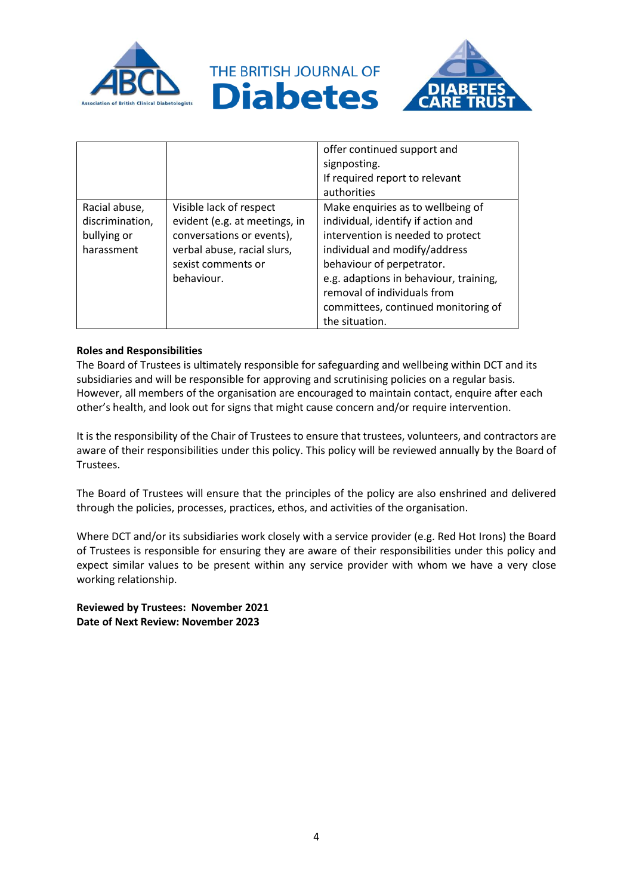| | | |
|---|---|---|
| | | offer continued support and signposting.<br>If required report to relevant authorities |
| Racial abuse, discrimination, bullying or harassment | Visible lack of respect evident (e.g. at meetings, in conversations or events), verbal abuse, racial slurs, sexist comments or behaviour. | Make enquiries as to wellbeing of individual, identify if action and intervention is needed to protect individual and modify/address behaviour of perpetrator.<br>e.g. adaptions in behaviour, training, removal of individuals from committees, continued monitoring of the situation. |

**Roles and Responsibilities**

The Board of Trustees is ultimately responsible for safeguarding and wellbeing within DCT and its subsidiaries and will be responsible for approving and scrutinising policies on a regular basis. However, all members of the organisation are encouraged to maintain contact, enquire after each other's health, and look out for signs that might cause concern and/or require intervention.

It is the responsibility of the Chair of Trustees to ensure that trustees, volunteers, and contractors are aware of their responsibilities under this policy. This policy will be reviewed annually by the Board of Trustees.

The Board of Trustees will ensure that the principles of the policy are also enshrined and delivered through the policies, processes, practices, ethos, and activities of the organisation.

Where DCT and/or its subsidiaries work closely with a service provider (e.g. Red Hot Irons) the Board of Trustees is responsible for ensuring they are aware of their responsibilities under this policy and expect similar values to be present within any service provider with whom we have a very close working relationship.

**Reviewed by Trustees: November 2021**
**Date of Next Review: November 2023**